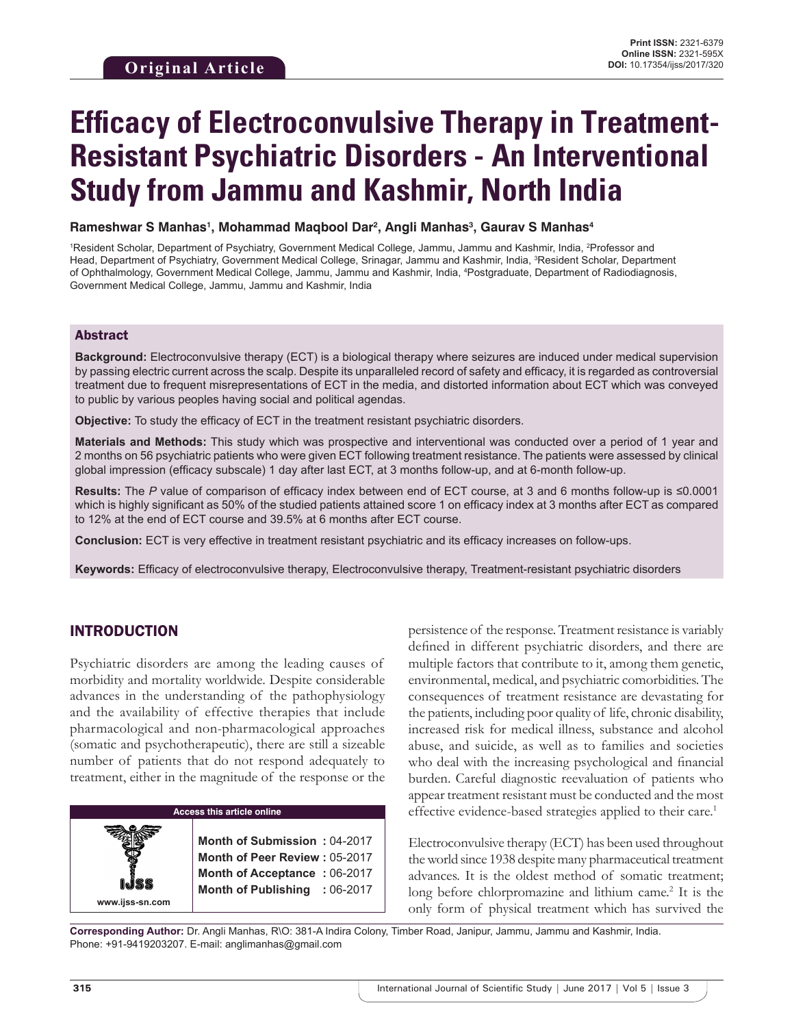Original Article

Print ISSN: 2321-6379
Online ISSN: 2321-595X
DOI: 10.17354/ijss/2017/320

# Efficacy of Electroconvulsive Therapy in Treatment-Resistant Psychiatric Disorders - An Interventional Study from Jammu and Kashmir, North India

**Rameshwar S Manhas[1], Mohammad Maqbool Dar[2], Angli Manhas[3], Gaurav S Manhas[4]**

[1]Resident Scholar, Department of Psychiatry, Government Medical College, Jammu, Jammu and Kashmir, India, [2]Professor and Head, Department of Psychiatry, Government Medical College, Srinagar, Jammu and Kashmir, India, [3]Resident Scholar, Department of Ophthalmology, Government Medical College, Jammu, Jammu and Kashmir, India, [4]Postgraduate, Department of Radiodiagnosis, Government Medical College, Jammu, Jammu and Kashmir, India

## Abstract

**Background:** Electroconvulsive therapy (ECT) is a biological therapy where seizures are induced under medical supervision by passing electric current across the scalp. Despite its unparalleled record of safety and efficacy, it is regarded as controversial treatment due to frequent misrepresentations of ECT in the media, and distorted information about ECT which was conveyed to public by various peoples having social and political agendas.

**Objective:** To study the efficacy of ECT in the treatment resistant psychiatric disorders.

**Materials and Methods:** This study which was prospective and interventional was conducted over a period of 1 year and 2 months on 56 psychiatric patients who were given ECT following treatment resistance. The patients were assessed by clinical global impression (efficacy subscale) 1 day after last ECT, at 3 months follow-up, and at 6-month follow-up.

**Results:** The *P* value of comparison of efficacy index between end of ECT course, at 3 and 6 months follow-up is ≤0.0001 which is highly significant as 50% of the studied patients attained score 1 on efficacy index at 3 months after ECT as compared to 12% at the end of ECT course and 39.5% at 6 months after ECT course.

**Conclusion:** ECT is very effective in treatment resistant psychiatric and its efficacy increases on follow-ups.

**Keywords:** Efficacy of electroconvulsive therapy, Electroconvulsive therapy, Treatment-resistant psychiatric disorders

## INTRODUCTION

Psychiatric disorders are among the leading causes of morbidity and mortality worldwide. Despite considerable advances in the understanding of the pathophysiology and the availability of effective therapies that include pharmacological and non-pharmacological approaches (somatic and psychotherapeutic), there are still a sizeable number of patients that do not respond adequately to treatment, either in the magnitude of the response or the persistence of the response. Treatment resistance is variably defined in different psychiatric disorders, and there are multiple factors that contribute to it, among them genetic, environmental, medical, and psychiatric comorbidities. The consequences of treatment resistance are devastating for the patients, including poor quality of life, chronic disability, increased risk for medical illness, substance and alcohol abuse, and suicide, as well as to families and societies who deal with the increasing psychological and financial burden. Careful diagnostic reevaluation of patients who appear treatment resistant must be conducted and the most effective evidence-based strategies applied to their care.[1]

Electroconvulsive therapy (ECT) has been used throughout the world since 1938 despite many pharmaceutical treatment advances. It is the oldest method of somatic treatment; long before chlorpromazine and lithium came.[2] It is the only form of physical treatment which has survived the

| Access this article online | |
|---|---|
| www.ijss-sn.com | Month of Submission : 04-2017<br>Month of Peer Review : 05-2017<br>Month of Acceptance : 06-2017<br>Month of Publishing : 06-2017 |

**Corresponding Author:** Dr. Angli Manhas, R\O: 381-A Indira Colony, Timber Road, Janipur, Jammu, Jammu and Kashmir, India. Phone: +91-9419203207. E-mail: anglimanhas@gmail.com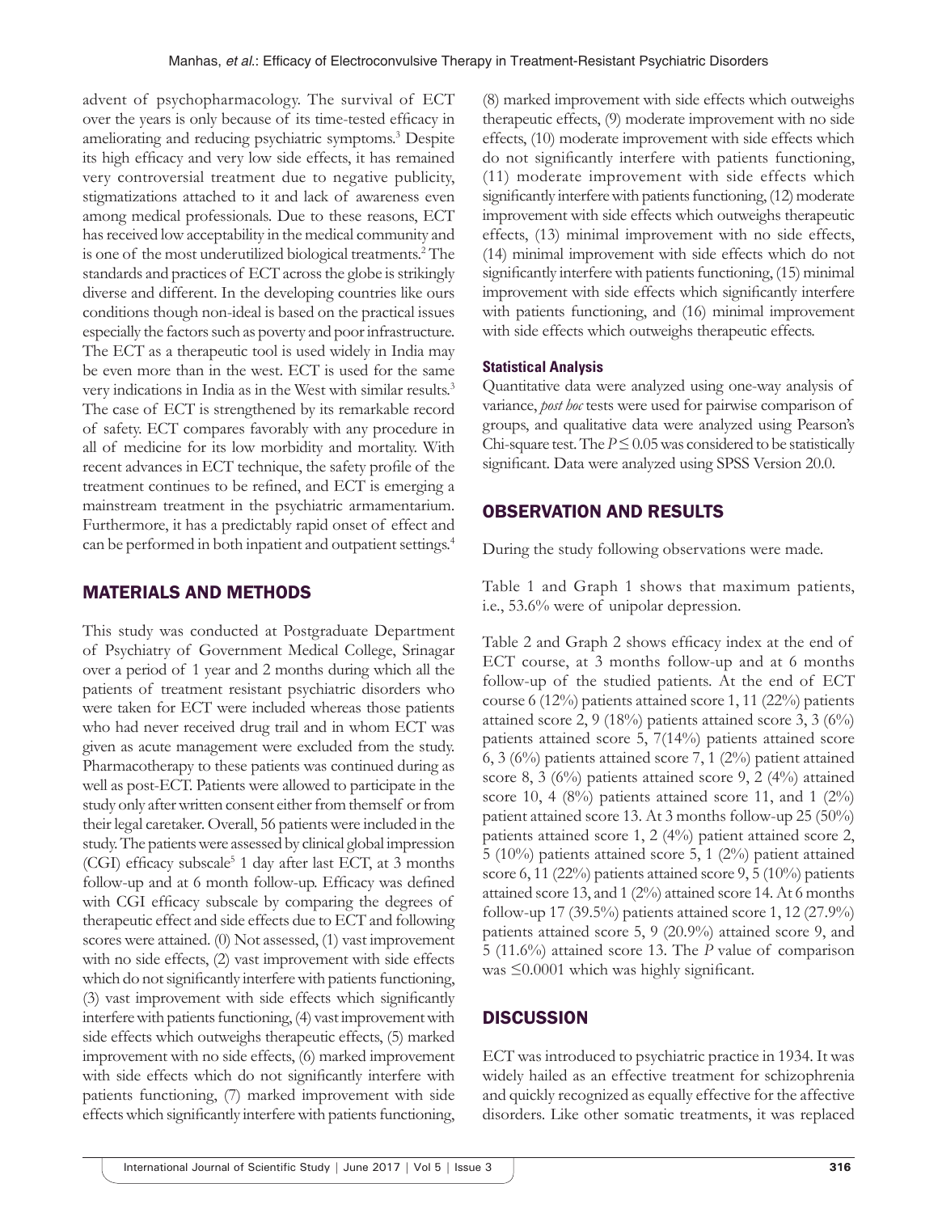advent of psychopharmacology. The survival of ECT over the years is only because of its time-tested efficacy in ameliorating and reducing psychiatric symptoms.[3] Despite its high efficacy and very low side effects, it has remained very controversial treatment due to negative publicity, stigmatizations attached to it and lack of awareness even among medical professionals. Due to these reasons, ECT has received low acceptability in the medical community and is one of the most underutilized biological treatments.[2] The standards and practices of ECT across the globe is strikingly diverse and different. In the developing countries like ours conditions though non-ideal is based on the practical issues especially the factors such as poverty and poor infrastructure. The ECT as a therapeutic tool is used widely in India may be even more than in the west. ECT is used for the same very indications in India as in the West with similar results.[3] The case of ECT is strengthened by its remarkable record of safety. ECT compares favorably with any procedure in all of medicine for its low morbidity and mortality. With recent advances in ECT technique, the safety profile of the treatment continues to be refined, and ECT is emerging a mainstream treatment in the psychiatric armamentarium. Furthermore, it has a predictably rapid onset of effect and can be performed in both inpatient and outpatient settings.[4]

## MATERIALS AND METHODS

This study was conducted at Postgraduate Department of Psychiatry of Government Medical College, Srinagar over a period of 1 year and 2 months during which all the patients of treatment resistant psychiatric disorders who were taken for ECT were included whereas those patients who had never received drug trail and in whom ECT was given as acute management were excluded from the study. Pharmacotherapy to these patients was continued during as well as post-ECT. Patients were allowed to participate in the study only after written consent either from themself or from their legal caretaker. Overall, 56 patients were included in the study. The patients were assessed by clinical global impression (CGI) efficacy subscale[5] 1 day after last ECT, at 3 months follow-up and at 6 month follow-up. Efficacy was defined with CGI efficacy subscale by comparing the degrees of therapeutic effect and side effects due to ECT and following scores were attained. (0) Not assessed, (1) vast improvement with no side effects, (2) vast improvement with side effects which do not significantly interfere with patients functioning, (3) vast improvement with side effects which significantly interfere with patients functioning, (4) vast improvement with side effects which outweighs therapeutic effects, (5) marked improvement with no side effects, (6) marked improvement with side effects which do not significantly interfere with patients functioning, (7) marked improvement with side effects which significantly interfere with patients functioning, (8) marked improvement with side effects which outweighs therapeutic effects, (9) moderate improvement with no side effects, (10) moderate improvement with side effects which do not significantly interfere with patients functioning, (11) moderate improvement with side effects which significantly interfere with patients functioning, (12) moderate improvement with side effects which outweighs therapeutic effects, (13) minimal improvement with no side effects, (14) minimal improvement with side effects which do not significantly interfere with patients functioning, (15) minimal improvement with side effects which significantly interfere with patients functioning, and (16) minimal improvement with side effects which outweighs therapeutic effects.

### Statistical Analysis

Quantitative data were analyzed using one-way analysis of variance, *post hoc* tests were used for pairwise comparison of groups, and qualitative data were analyzed using Pearson's Chi-square test. The $P \leq 0.05$ was considered to be statistically significant. Data were analyzed using SPSS Version 20.0.

## OBSERVATION AND RESULTS

During the study following observations were made.

Table 1 and Graph 1 shows that maximum patients, i.e., 53.6% were of unipolar depression.

Table 2 and Graph 2 shows efficacy index at the end of ECT course, at 3 months follow-up and at 6 months follow-up of the studied patients. At the end of ECT course 6 (12%) patients attained score 1, 11 (22%) patients attained score 2, 9 (18%) patients attained score 3, 3 (6%) patients attained score 5, 7(14%) patients attained score 6, 3 (6%) patients attained score 7, 1 (2%) patient attained score 8, 3 (6%) patients attained score 9, 2 (4%) attained score 10, 4 (8%) patients attained score 11, and 1 (2%) patient attained score 13. At 3 months follow-up 25 (50%) patients attained score 1, 2 (4%) patient attained score 2, 5 (10%) patients attained score 5, 1 (2%) patient attained score 6, 11 (22%) patients attained score 9, 5 (10%) patients attained score 13, and 1 (2%) attained score 14. At 6 months follow-up 17 (39.5%) patients attained score 1, 12 (27.9%) patients attained score 5, 9 (20.9%) attained score 9, and 5 (11.6%) attained score 13. The *P* value of comparison was ≤0.0001 which was highly significant.

## DISCUSSION

ECT was introduced to psychiatric practice in 1934. It was widely hailed as an effective treatment for schizophrenia and quickly recognized as equally effective for the affective disorders. Like other somatic treatments, it was replaced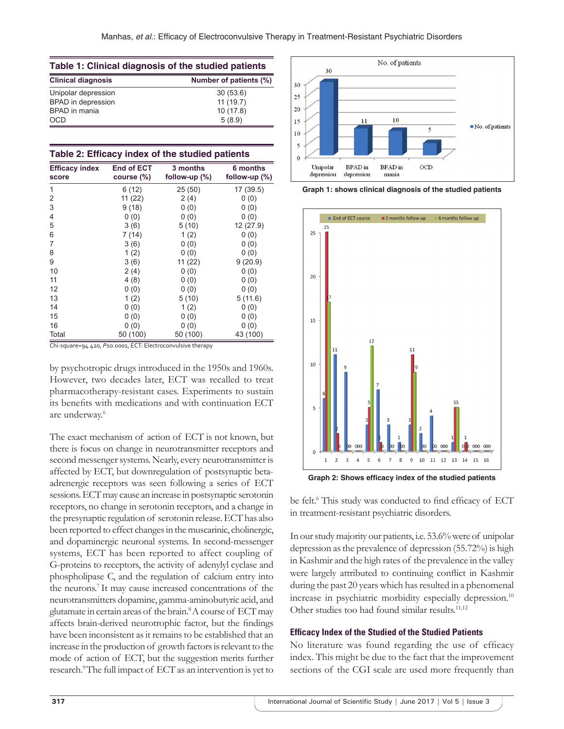**Table 1: Clinical diagnosis of the studied patients**

| Clinical diagnosis | Number of patients (%) |
|---|---|
| Unipolar depression | 30 (53.6) |
| BPAD in depression | 11 (19.7) |
| BPAD in mania | 10 (17.8) |
| OCD | 5 (8.9) |

**Table 2: Efficacy index of the studied patients**

| Efficacy index score | End of ECT course (%) | 3 months follow-up (%) | 6 months follow-up (%) |
|---|---|---|---|
| 1 | 6 (12) | 25 (50) | 17 (39.5) |
| 2 | 11 (22) | 2 (4) | 0 (0) |
| 3 | 9 (18) | 0 (0) | 0 (0) |
| 4 | 0 (0) | 0 (0) | 0 (0) |
| 5 | 3 (6) | 5 (10) | 12 (27.9) |
| 6 | 7 (14) | 1 (2) | 0 (0) |
| 7 | 3 (6) | 0 (0) | 0 (0) |
| 8 | 1 (2) | 0 (0) | 0 (0) |
| 9 | 3 (6) | 11 (22) | 9 (20.9) |
| 10 | 2 (4) | 0 (0) | 0 (0) |
| 11 | 4 (8) | 0 (0) | 0 (0) |
| 12 | 0 (0) | 0 (0) | 0 (0) |
| 13 | 1 (2) | 5 (10) | 5 (11.6) |
| 14 | 0 (0) | 1 (2) | 0 (0) |
| 15 | 0 (0) | 0 (0) | 0 (0) |
| 16 | 0 (0) | 0 (0) | 0 (0) |
| Total | 50 (100) | 50 (100) | 43 (100) |

Chi-square=94.420, $P\leq 0.0001$, ECT: Electroconvulsive therapy

Graph 1: shows clinical diagnosis of the studied patients

Graph 2: Shows efficacy index of the studied patients

by psychotropic drugs introduced in the 1950s and 1960s. However, two decades later, ECT was recalled to treat pharmacotherapy-resistant cases. Experiments to sustain its benefits with medications and with continuation ECT are underway.[6]

The exact mechanism of action of ECT is not known, but there is focus on change in neurotransmitter receptors and second messenger systems. Nearly, every neurotransmitter is affected by ECT, but downregulation of postsynaptic beta-adrenergic receptors was seen following a series of ECT sessions. ECT may cause an increase in postsynaptic serotonin receptors, no change in serotonin receptors, and a change in the presynaptic regulation of serotonin release. ECT has also been reported to effect changes in the muscarinic, cholinergic, and dopaminergic neuronal systems. In second-messenger systems, ECT has been reported to affect coupling of G-proteins to receptors, the activity of adenylyl cyclase and phospholipase C, and the regulation of calcium entry into the neurons.[7] It may cause increased concentrations of the neurotransmitters dopamine, gamma-aminobutyric acid, and glutamate in certain areas of the brain.[8] A course of ECT may affects brain-derived neurotrophic factor, but the findings have been inconsistent as it remains to be established that an increase in the production of growth factors is relevant to the mode of action of ECT, but the suggestion merits further research.[9] The full impact of ECT as an intervention is yet to be felt.[6] This study was conducted to find efficacy of ECT in treatment-resistant psychiatric disorders.

In our study majority our patients, i.e. 53.6% were of unipolar depression as the prevalence of depression (55.72%) is high in Kashmir and the high rates of the prevalence in the valley were largely attributed to continuing conflict in Kashmir during the past 20 years which has resulted in a phenomenal increase in psychiatric morbidity especially depression.[10] Other studies too had found similar results.[11,12]

### Efficacy Index of the Studied of the Studied Patients

No literature was found regarding the use of efficacy index. This might be due to the fact that the improvement sections of the CGI scale are used more frequently than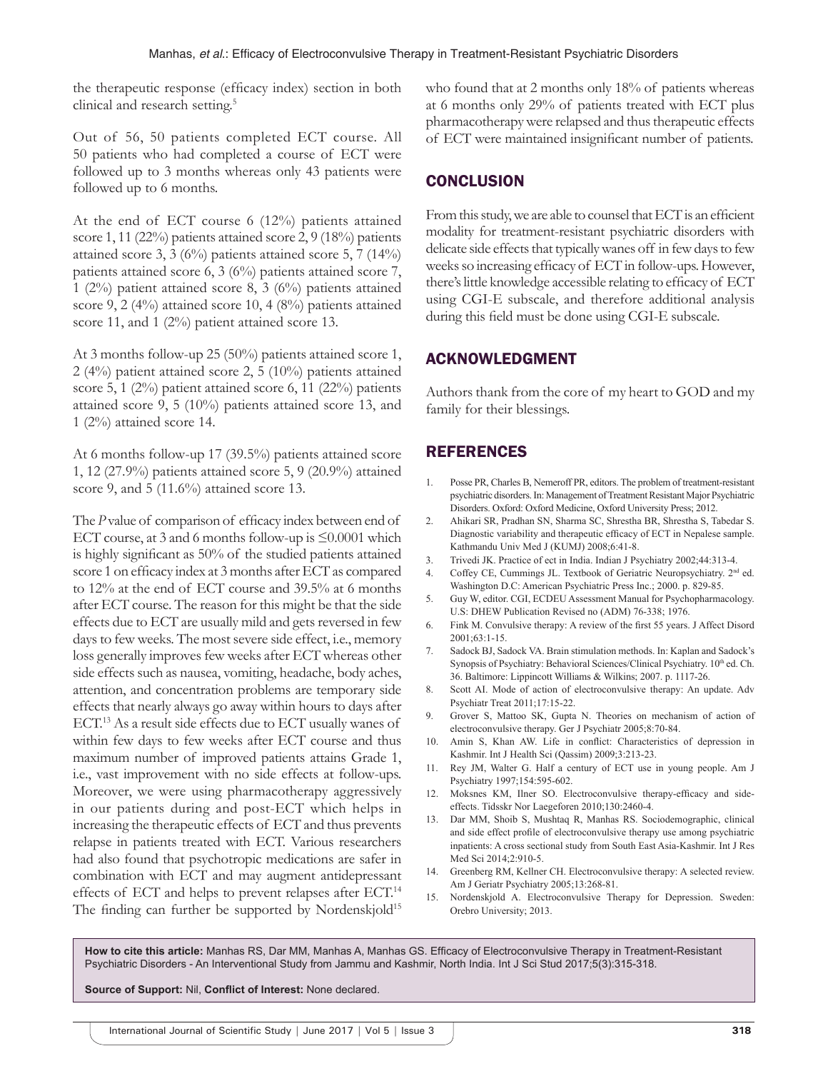the therapeutic response (efficacy index) section in both clinical and research setting.[5]

Out of 56, 50 patients completed ECT course. All 50 patients who had completed a course of ECT were followed up to 3 months whereas only 43 patients were followed up to 6 months.

At the end of ECT course 6 (12%) patients attained score 1, 11 (22%) patients attained score 2, 9 (18%) patients attained score 3, 3 (6%) patients attained score 5, 7 (14%) patients attained score 6, 3 (6%) patients attained score 7, 1 (2%) patient attained score 8, 3 (6%) patients attained score 9, 2 (4%) attained score 10, 4 (8%) patients attained score 11, and 1 (2%) patient attained score 13.

At 3 months follow-up 25 (50%) patients attained score 1, 2 (4%) patient attained score 2, 5 (10%) patients attained score 5, 1 (2%) patient attained score 6, 11 (22%) patients attained score 9, 5 (10%) patients attained score 13, and 1 (2%) attained score 14.

At 6 months follow-up 17 (39.5%) patients attained score 1, 12 (27.9%) patients attained score 5, 9 (20.9%) attained score 9, and 5 (11.6%) attained score 13.

The *P* value of comparison of efficacy index between end of ECT course, at 3 and 6 months follow-up is $\leq 0.0001$ which is highly significant as 50% of the studied patients attained score 1 on efficacy index at 3 months after ECT as compared to 12% at the end of ECT course and 39.5% at 6 months after ECT course. The reason for this might be that the side effects due to ECT are usually mild and gets reversed in few days to few weeks. The most severe side effect, i.e., memory loss generally improves few weeks after ECT whereas other side effects such as nausea, vomiting, headache, body aches, attention, and concentration problems are temporary side effects that nearly always go away within hours to days after ECT.[13] As a result side effects due to ECT usually wanes of within few days to few weeks after ECT course and thus maximum number of improved patients attains Grade 1, i.e., vast improvement with no side effects at follow-ups. Moreover, we were using pharmacotherapy aggressively in our patients during and post-ECT which helps in increasing the therapeutic effects of ECT and thus prevents relapse in patients treated with ECT. Various researchers had also found that psychotropic medications are safer in combination with ECT and may augment antidepressant effects of ECT and helps to prevent relapses after ECT.[14] The finding can further be supported by Nordenskjold[15] who found that at 2 months only 18% of patients whereas at 6 months only 29% of patients treated with ECT plus pharmacotherapy were relapsed and thus therapeutic effects of ECT were maintained insignificant number of patients.

## CONCLUSION

From this study, we are able to counsel that ECT is an efficient modality for treatment-resistant psychiatric disorders with delicate side effects that typically wanes off in few days to few weeks so increasing efficacy of ECT in follow-ups. However, there's little knowledge accessible relating to efficacy of ECT using CGI-E subscale, and therefore additional analysis during this field must be done using CGI-E subscale.

## ACKNOWLEDGMENT

Authors thank from the core of my heart to GOD and my family for their blessings.

## REFERENCES

1. Posse PR, Charles B, Nemeroff PR, editors. The problem of treatment-resistant psychiatric disorders. In: Management of Treatment Resistant Major Psychiatric Disorders. Oxford: Oxford Medicine, Oxford University Press; 2012.
2. Ahikari SR, Pradhan SN, Sharma SC, Shrestha BR, Shrestha S, Tabedar S. Diagnostic variability and therapeutic efficacy of ECT in Nepalese sample. Kathmandu Univ Med J (KUMJ) 2008;6:41-8.
3. Trivedi JK. Practice of ect in India. Indian J Psychiatry 2002;44:313-4.
4. Coffey CE, Cummings JL. Textbook of Geriatric Neuropsychiatry. 2nd ed. Washington D.C: American Psychiatric Press Inc.; 2000. p. 829-85.
5. Guy W, editor. CGI, ECDEU Assessment Manual for Psychopharmacology. U.S: DHEW Publication Revised no (ADM) 76-338; 1976.
6. Fink M. Convulsive therapy: A review of the first 55 years. J Affect Disord 2001;63:1-15.
7. Sadock BJ, Sadock VA. Brain stimulation methods. In: Kaplan and Sadock's Synopsis of Psychiatry: Behavioral Sciences/Clinical Psychiatry. 10th ed. Ch. 36. Baltimore: Lippincott Williams & Wilkins; 2007. p. 1117-26.
8. Scott AI. Mode of action of electroconvulsive therapy: An update. Adv Psychiatr Treat 2011;17:15-22.
9. Grover S, Mattoo SK, Gupta N. Theories on mechanism of action of electroconvulsive therapy. Ger J Psychiatr 2005;8:70-84.
10. Amin S, Khan AW. Life in conflict: Characteristics of depression in Kashmir. Int J Health Sci (Qassim) 2009;3:213-23.
11. Rey JM, Walter G. Half a century of ECT use in young people. Am J Psychiatry 1997;154:595-602.
12. Moksnes KM, Ilner SO. Electroconvulsive therapy-efficacy and side-effects. Tidsskr Nor Laegeforen 2010;130:2460-4.
13. Dar MM, Shoib S, Mushtaq R, Manhas RS. Sociodemographic, clinical and side effect profile of electroconvulsive therapy use among psychiatric inpatients: A cross sectional study from South East Asia-Kashmir. Int J Res Med Sci 2014;2:910-5.
14. Greenberg RM, Kellner CH. Electroconvulsive therapy: A selected review. Am J Geriatr Psychiatry 2005;13:268-81.
15. Nordenskjold A. Electroconvulsive Therapy for Depression. Sweden: Orebro University; 2013.

**How to cite this article:** Manhas RS, Dar MM, Manhas A, Manhas GS. Efficacy of Electroconvulsive Therapy in Treatment-Resistant Psychiatric Disorders - An Interventional Study from Jammu and Kashmir, North India. Int J Sci Stud 2017;5(3):315-318.

**Source of Support:** Nil, **Conflict of Interest:** None declared.